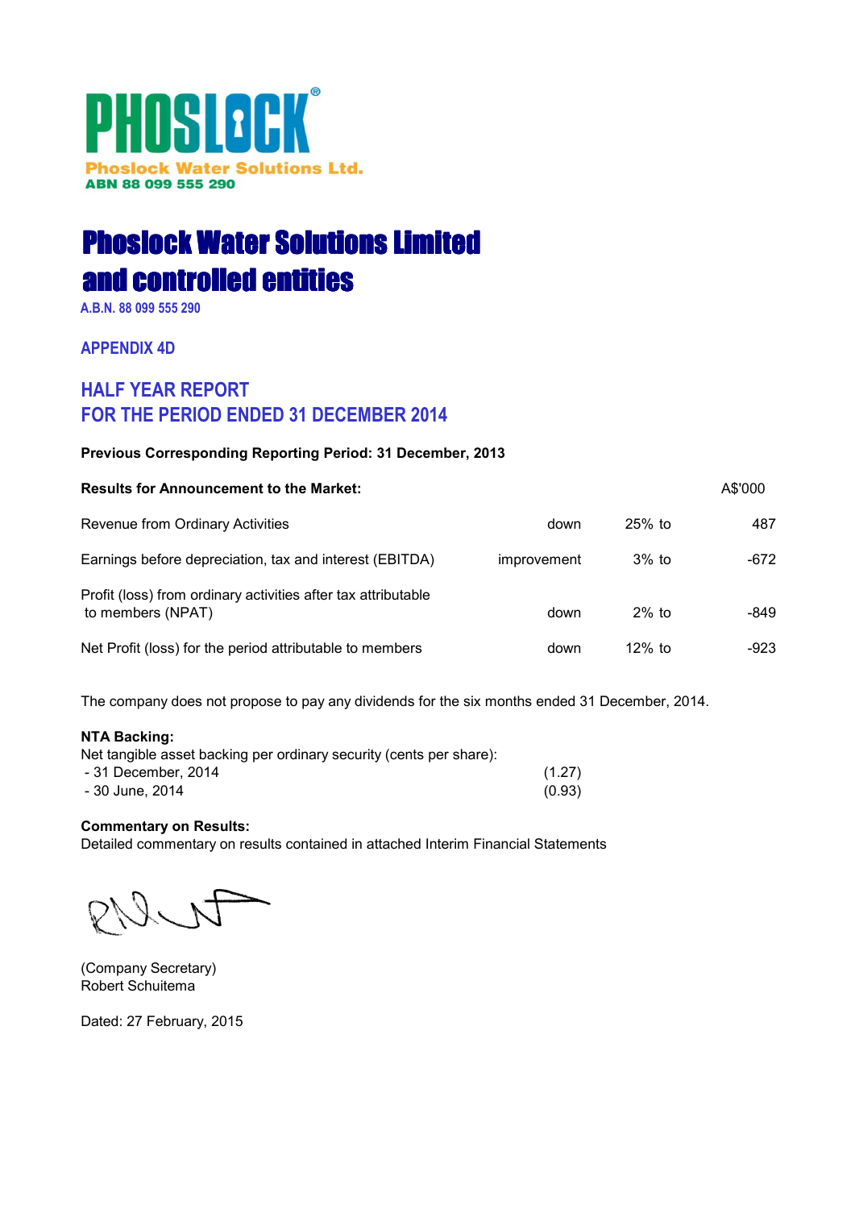**PHOSLOCK®**
**Phoslock Water Solutions Ltd.**
**ABN 88 099 555 290**

# Phoslock Water Solutions Limited and controlled entities

A.B.N. 88 099 555 290

## APPENDIX 4D

## HALF YEAR REPORT
## FOR THE PERIOD ENDED 31 DECEMBER 2014

**Previous Corresponding Reporting Period: 31 December, 2013**

| **Results for Announcement to the Market:** | | | A$'000 |
|---|---|---|---|
| Revenue from Ordinary Activities | down | 25% to | 487 |
| Earnings before depreciation, tax and interest (EBITDA) | improvement | 3% to | -672 |
| Profit (loss) from ordinary activities after tax attributable to members (NPAT) | down | 2% to | -849 |
| Net Profit (loss) for the period attributable to members | down | 12% to | -923 |

The company does not propose to pay any dividends for the six months ended 31 December, 2014.

**NTA Backing:**

Net tangible asset backing per ordinary security (cents per share):

| | |
|---|---|
| - 31 December, 2014 | (1.27) |
| - 30 June, 2014 | (0.93) |

**Commentary on Results:**

Detailed commentary on results contained in attached Interim Financial Statements

(Company Secretary)
Robert Schuitema

Dated: 27 February, 2015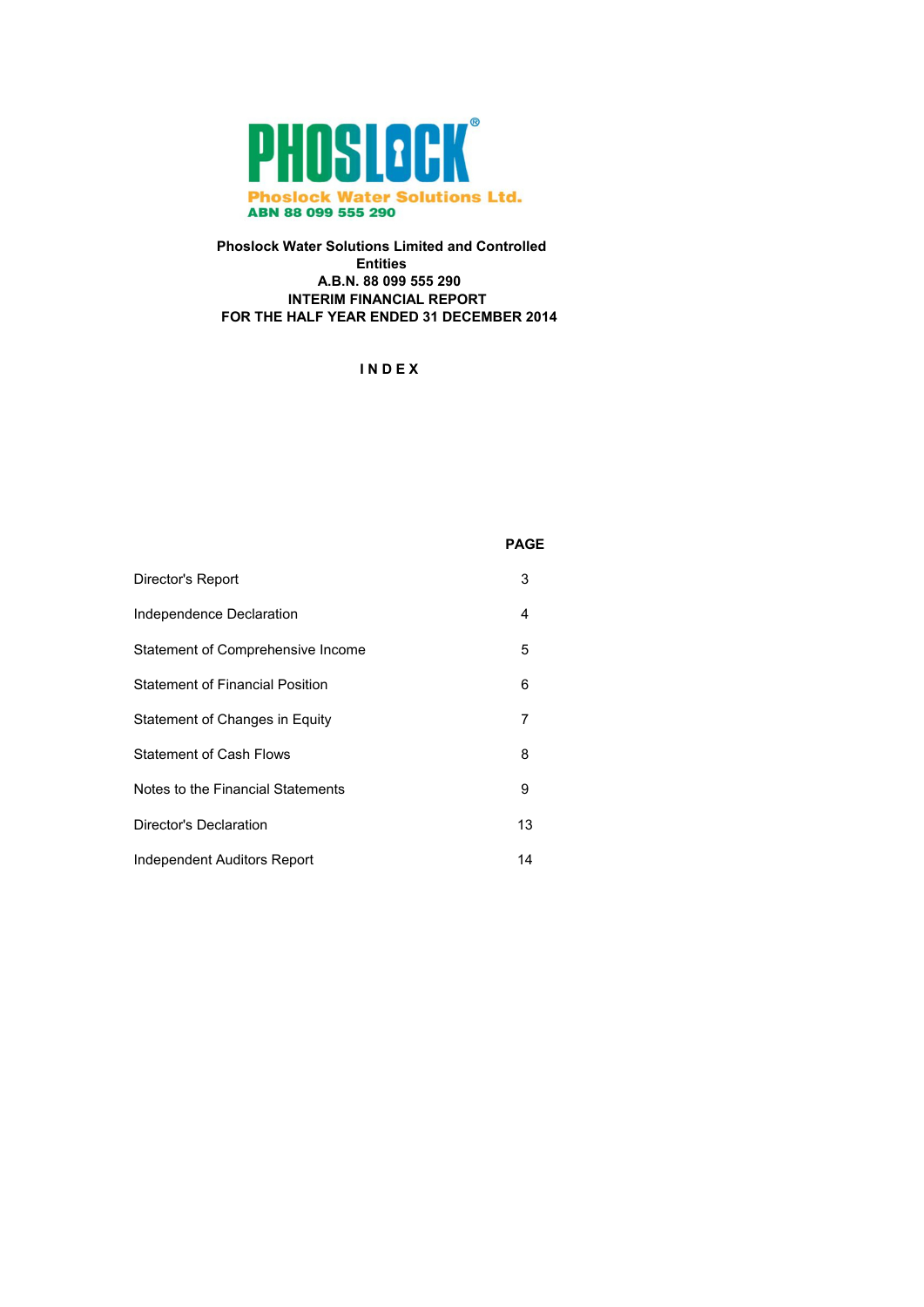**PHOSLOCK**®

**Phoslock Water Solutions Ltd.**
**ABN 88 099 555 290**

**Phoslock Water Solutions Limited and Controlled Entities**
**A.B.N. 88 099 555 290**
**INTERIM FINANCIAL REPORT**
**FOR THE HALF YEAR ENDED 31 DECEMBER 2014**

**I N D E X**

| | **PAGE** |
|---|---|
| Director's Report | 3 |
| Independence Declaration | 4 |
| Statement of Comprehensive Income | 5 |
| Statement of Financial Position | 6 |
| Statement of Changes in Equity | 7 |
| Statement of Cash Flows | 8 |
| Notes to the Financial Statements | 9 |
| Director's Declaration | 13 |
| Independent Auditors Report | 14 |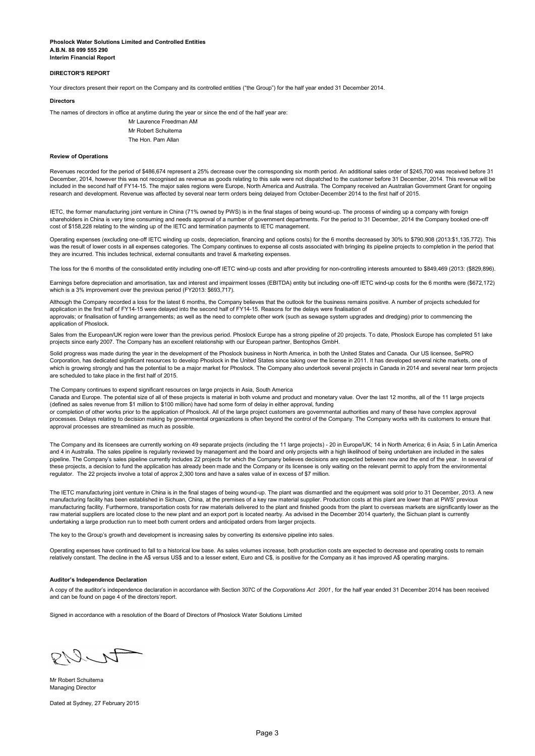**Phoslock Water Solutions Limited and Controlled Entities**
**A.B.N. 88 099 555 290**
**Interim Financial Report**

**DIRECTOR'S REPORT**

Your directors present their report on the Company and its controlled entities ("the Group") for the half year ended 31 December 2014.

**Directors**

The names of directors in office at anytime during the year or since the end of the half year are:

Mr Laurence Freedman AM
Mr Robert Schuitema
The Hon. Pam Allan

**Review of Operations**

Revenues recorded for the period of $486,674 represent a 25% decrease over the corresponding six month period. An additional sales order of $245,700 was received before 31 December, 2014, however this was not recognised as revenue as goods relating to this sale were not dispatched to the customer before 31 December, 2014. This revenue will be included in the second half of FY14-15. The major sales regions were Europe, North America and Australia. The Company received an Australian Government Grant for ongoing research and development. Revenue was affected by several near term orders being delayed from October-December 2014 to the first half of 2015.

IETC, the former manufacturing joint venture in China (71% owned by PWS) is in the final stages of being wound-up. The process of winding up a company with foreign shareholders in China is very time consuming and needs approval of a number of government departments. For the period to 31 December, 2014 the Company booked one-off cost of $158,228 relating to the winding up of the IETC and termination payments to IETC management.

Operating expenses (excluding one-off IETC winding up costs, depreciation, financing and options costs) for the 6 months decreased by 30% to $790,908 (2013:$1,135,772). This was the result of lower costs in all expenses categories. The Company continues to expense all costs associated with bringing its pipeline projects to completion in the period that they are incurred. This includes technical, external consultants and travel & marketing expenses.

The loss for the 6 months of the consolidated entity including one-off IETC wind-up costs and after providing for non-controlling interests amounted to $849,469 (2013: ($829,896).

Earnings before depreciation and amortisation, tax and interest and impairment losses (EBITDA) entity but including one-off IETC wind-up costs for the 6 months were ($672,172) which is a 3% improvement over the previous period (FY2013: $693,717).

Although the Company recorded a loss for the latest 6 months, the Company believes that the outlook for the business remains positive. A number of projects scheduled for application in the first half of FY14-15 were delayed into the second half of FY14-15. Reasons for the delays were finalisation of approvals; or finalisation of funding arrangements; as well as the need to complete other work (such as sewage system upgrades and dredging) prior to commencing the application of Phoslock.

Sales from the European/UK region were lower than the previous period. Phoslock Europe has a strong pipeline of 20 projects. To date, Phoslock Europe has completed 51 lake projects since early 2007. The Company has an excellent relationship with our European partner, Bentophos GmbH.

Solid progress was made during the year in the development of the Phoslock business in North America, in both the United States and Canada. Our US licensee, SePRO Corporation, has dedicated significant resources to develop Phoslock in the United States since taking over the license in 2011. It has developed several niche markets, one of which is growing strongly and has the potential to be a major market for Phoslock. The Company also undertook several projects in Canada in 2014 and several near term projects are scheduled to take place in the first half of 2015.

The Company continues to expend significant resources on large projects in Asia, South America Canada and Europe. The potential size of all of these projects is material in both volume and product and monetary value. Over the last 12 months, all of the 11 large projects (defined as sales revenue from $1 million to $100 million) have had some form of delay in either approval, funding or completion of other works prior to the application of Phoslock. All of the large project customers are governmental authorities and many of these have complex approval processes. Delays relating to decision making by governmental organizations is often beyond the control of the Company. The Company works with its customers to ensure that approval processes are streamlined as much as possible.

The Company and its licensees are currently working on 49 separate projects (including the 11 large projects) - 20 in Europe/UK; 14 in North America; 6 in Asia; 5 in Latin America and 4 in Australia. The sales pipeline is regularly reviewed by management and the board and only projects with a high likelihood of being undertaken are included in the sales pipeline. The Company's sales pipeline currently includes 22 projects for which the Company believes decisions are expected between now and the end of the year. In several of these projects, a decision to fund the application has already been made and the Company or its licensee is only waiting on the relevant permit to apply from the environmental regulator. The 22 projects involve a total of approx 2,300 tons and have a sales value of in excess of $7 million.

The IETC manufacturing joint venture in China is in the final stages of being wound-up. The plant was dismantled and the equipment was sold prior to 31 December, 2013. A new manufacturing facility has been established in Sichuan, China, at the premises of a key raw material supplier. Production costs at this plant are lower than at PWS' previous manufacturing facility. Furthermore, transportation costs for raw materials delivered to the plant and finished goods from the plant to overseas markets are significantly lower as the raw material suppliers are located close to the new plant and an export port is located nearby. As advised in the December 2014 quarterly, the Sichuan plant is currently undertaking a large production run to meet both current orders and anticipated orders from larger projects.

The key to the Group's growth and development is increasing sales by converting its extensive pipeline into sales.

Operating expenses have continued to fall to a historical low base. As sales volumes increase, both production costs are expected to decrease and operating costs to remain relatively constant. The decline in the A$ versus US$ and to a lesser extent, Euro and C$, is positive for the Company as it has improved A$ operating margins.

**Auditor's Independence Declaration**

A copy of the auditor's independence declaration in accordance with Section 307C of the *Corporations Act 2001*, for the half year ended 31 December 2014 has been received and can be found on page 4 of the directors'report.

Signed in accordance with a resolution of the Board of Directors of Phoslock Water Solutions Limited

Mr Robert Schuitema
Managing Director

Dated at Sydney, 27 February 2015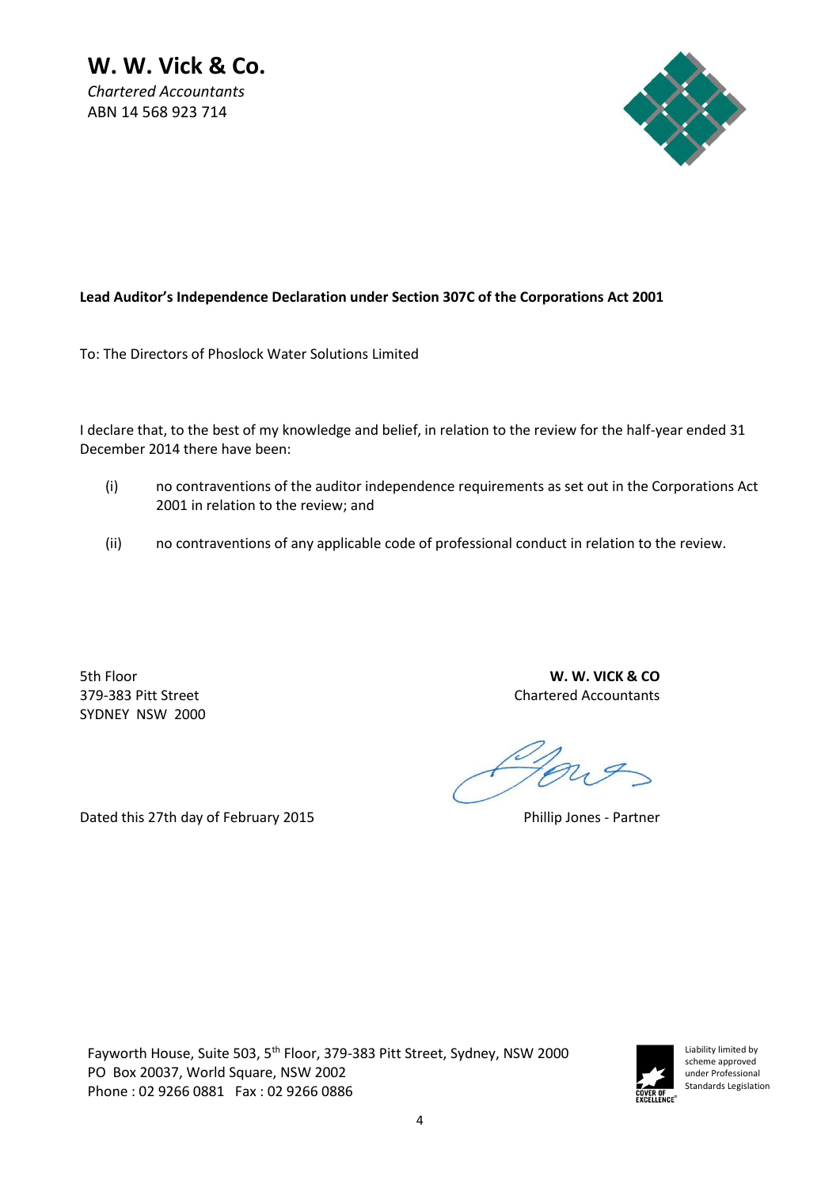**W. W. Vick & Co.**
*Chartered Accountants*
ABN 14 568 923 714

**Lead Auditor's Independence Declaration under Section 307C of the Corporations Act 2001**

To: The Directors of Phoslock Water Solutions Limited

I declare that, to the best of my knowledge and belief, in relation to the review for the half-year ended 31 December 2014 there have been:

(i) no contraventions of the auditor independence requirements as set out in the Corporations Act 2001 in relation to the review; and

(ii) no contraventions of any applicable code of professional conduct in relation to the review.

5th Floor
379-383 Pitt Street
SYDNEY NSW 2000

**W. W. VICK & CO**
Chartered Accountants

Dated this 27th day of February 2015

Phillip Jones - Partner

Fayworth House, Suite 503, 5th Floor, 379-383 Pitt Street, Sydney, NSW 2000
PO Box 20037, World Square, NSW 2002
Phone : 02 9266 0881 Fax : 02 9266 0886

Liability limited by scheme approved under Professional Standards Legislation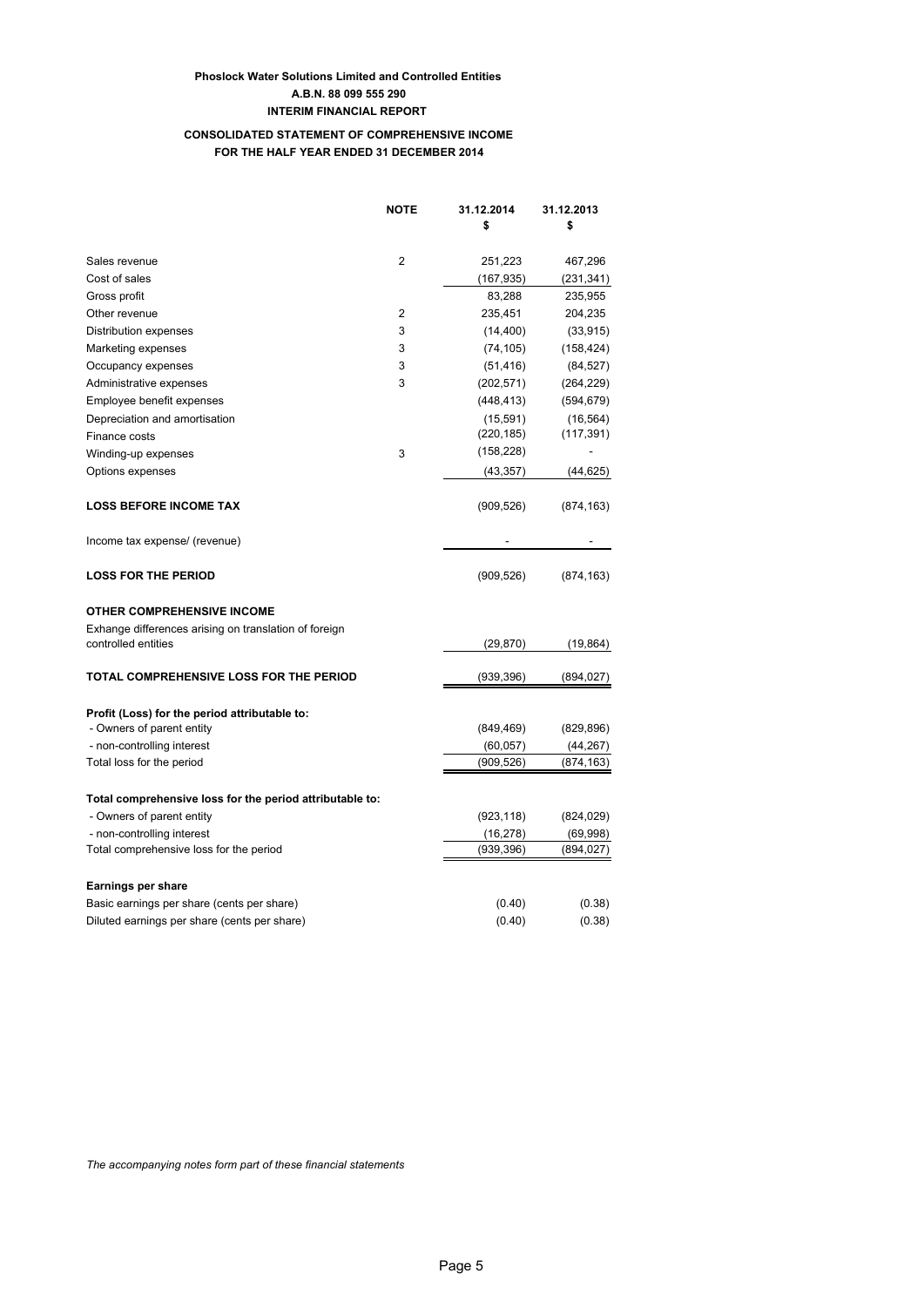**Phoslock Water Solutions Limited and Controlled Entities**
**A.B.N. 88 099 555 290**
**INTERIM FINANCIAL REPORT**

## CONSOLIDATED STATEMENT OF COMPREHENSIVE INCOME
## FOR THE HALF YEAR ENDED 31 DECEMBER 2014

| | NOTE | 31.12.2014<br>$ | 31.12.2013<br>$ |
|---|---|---|---|
| Sales revenue | 2 | 251,223 | 467,296 |
| Cost of sales | | (167,935) | (231,341) |
| Gross profit | | 83,288 | 235,955 |
| Other revenue | 2 | 235,451 | 204,235 |
| Distribution expenses | 3 | (14,400) | (33,915) |
| Marketing expenses | 3 | (74,105) | (158,424) |
| Occupancy expenses | 3 | (51,416) | (84,527) |
| Administrative expenses | 3 | (202,571) | (264,229) |
| Employee benefit expenses | | (448,413) | (594,679) |
| Depreciation and amortisation | | (15,591) | (16,564) |
| Finance costs | | (220,185) | (117,391) |
| Winding-up expenses | 3 | (158,228) | - |
| Options expenses | | (43,357) | (44,625) |
| **LOSS BEFORE INCOME TAX** | | (909,526) | (874,163) |
| Income tax expense/ (revenue) | | - | - |
| **LOSS FOR THE PERIOD** | | (909,526) | (874,163) |
| **OTHER COMPREHENSIVE INCOME** | | | |
| Exhange differences arising on translation of foreign controlled entities | | (29,870) | (19,864) |
| **TOTAL COMPREHENSIVE LOSS FOR THE PERIOD** | | (939,396) | (894,027) |
| **Profit (Loss) for the period attributable to:** | | | |
| - Owners of parent entity | | (849,469) | (829,896) |
| - non-controlling interest | | (60,057) | (44,267) |
| Total loss for the period | | (909,526) | (874,163) |
| **Total comprehensive loss for the period attributable to:** | | | |
| - Owners of parent entity | | (923,118) | (824,029) |
| - non-controlling interest | | (16,278) | (69,998) |
| Total comprehensive loss for the period | | (939,396) | (894,027) |
| **Earnings per share** | | | |
| Basic earnings per share (cents per share) | | (0.40) | (0.38) |
| Diluted earnings per share (cents per share) | | (0.40) | (0.38) |

*The accompanying notes form part of these financial statements*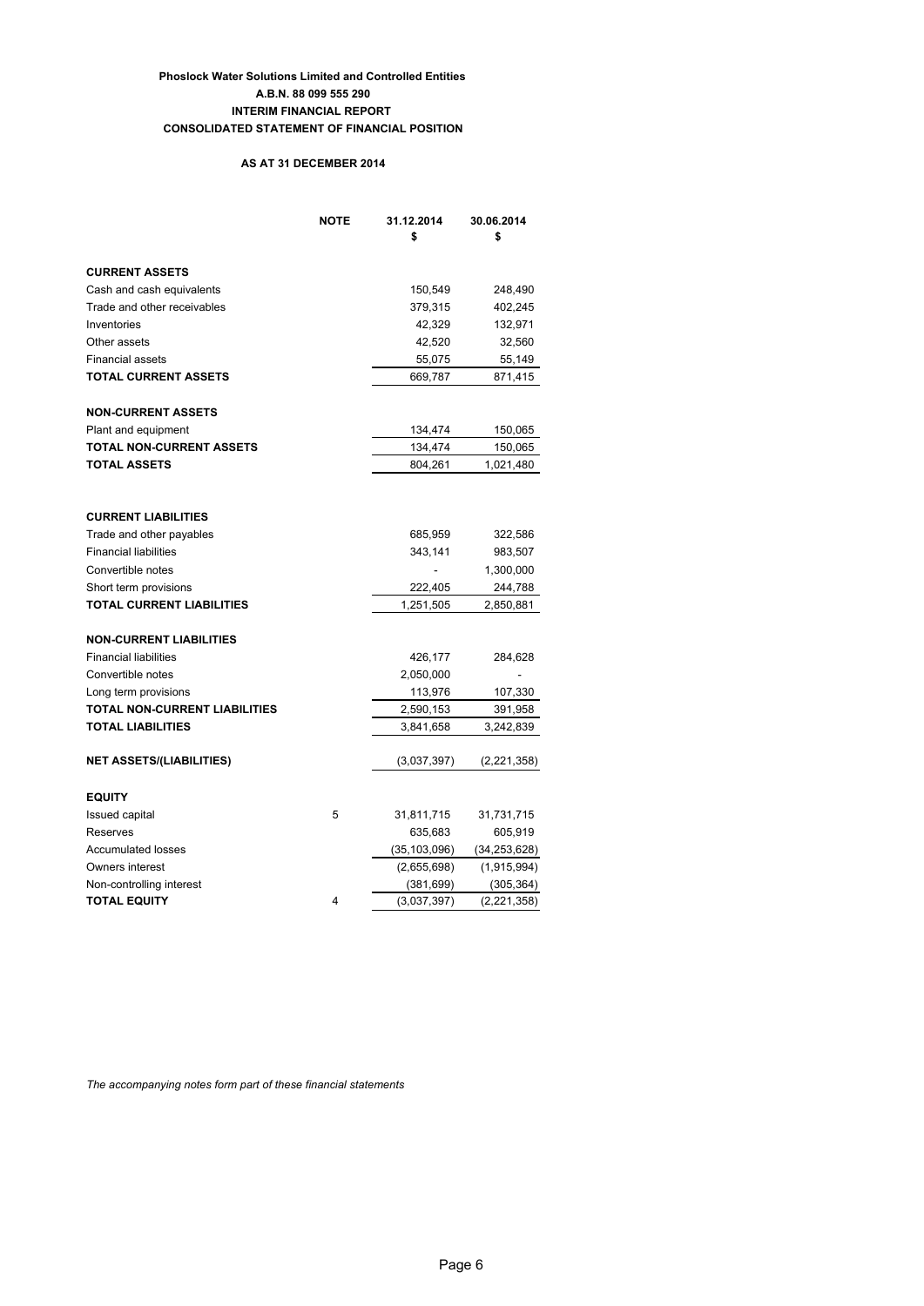**Phoslock Water Solutions Limited and Controlled Entities**
**A.B.N. 88 099 555 290**
**INTERIM FINANCIAL REPORT**
**CONSOLIDATED STATEMENT OF FINANCIAL POSITION**

**AS AT 31 DECEMBER 2014**

| | NOTE | 31.12.2014 $ | 30.06.2014 $ |
|---|---|---|---|
| **CURRENT ASSETS** | | | |
| Cash and cash equivalents | | 150,549 | 248,490 |
| Trade and other receivables | | 379,315 | 402,245 |
| Inventories | | 42,329 | 132,971 |
| Other assets | | 42,520 | 32,560 |
| Financial assets | | 55,075 | 55,149 |
| **TOTAL CURRENT ASSETS** | | 669,787 | 871,415 |
| **NON-CURRENT ASSETS** | | | |
| Plant and equipment | | 134,474 | 150,065 |
| **TOTAL NON-CURRENT ASSETS** | | 134,474 | 150,065 |
| **TOTAL ASSETS** | | 804,261 | 1,021,480 |
| **CURRENT LIABILITIES** | | | |
| Trade and other payables | | 685,959 | 322,586 |
| Financial liabilities | | 343,141 | 983,507 |
| Convertible notes | | - | 1,300,000 |
| Short term provisions | | 222,405 | 244,788 |
| **TOTAL CURRENT LIABILITIES** | | 1,251,505 | 2,850,881 |
| **NON-CURRENT LIABILITIES** | | | |
| Financial liabilities | | 426,177 | 284,628 |
| Convertible notes | | 2,050,000 | - |
| Long term provisions | | 113,976 | 107,330 |
| **TOTAL NON-CURRENT LIABILITIES** | | 2,590,153 | 391,958 |
| **TOTAL LIABILITIES** | | 3,841,658 | 3,242,839 |
| **NET ASSETS/(LIABILITIES)** | | (3,037,397) | (2,221,358) |
| **EQUITY** | | | |
| Issued capital | 5 | 31,811,715 | 31,731,715 |
| Reserves | | 635,683 | 605,919 |
| Accumulated losses | | (35,103,096) | (34,253,628) |
| Owners interest | | (2,655,698) | (1,915,994) |
| Non-controlling interest | | (381,699) | (305,364) |
| **TOTAL EQUITY** | 4 | (3,037,397) | (2,221,358) |

*The accompanying notes form part of these financial statements*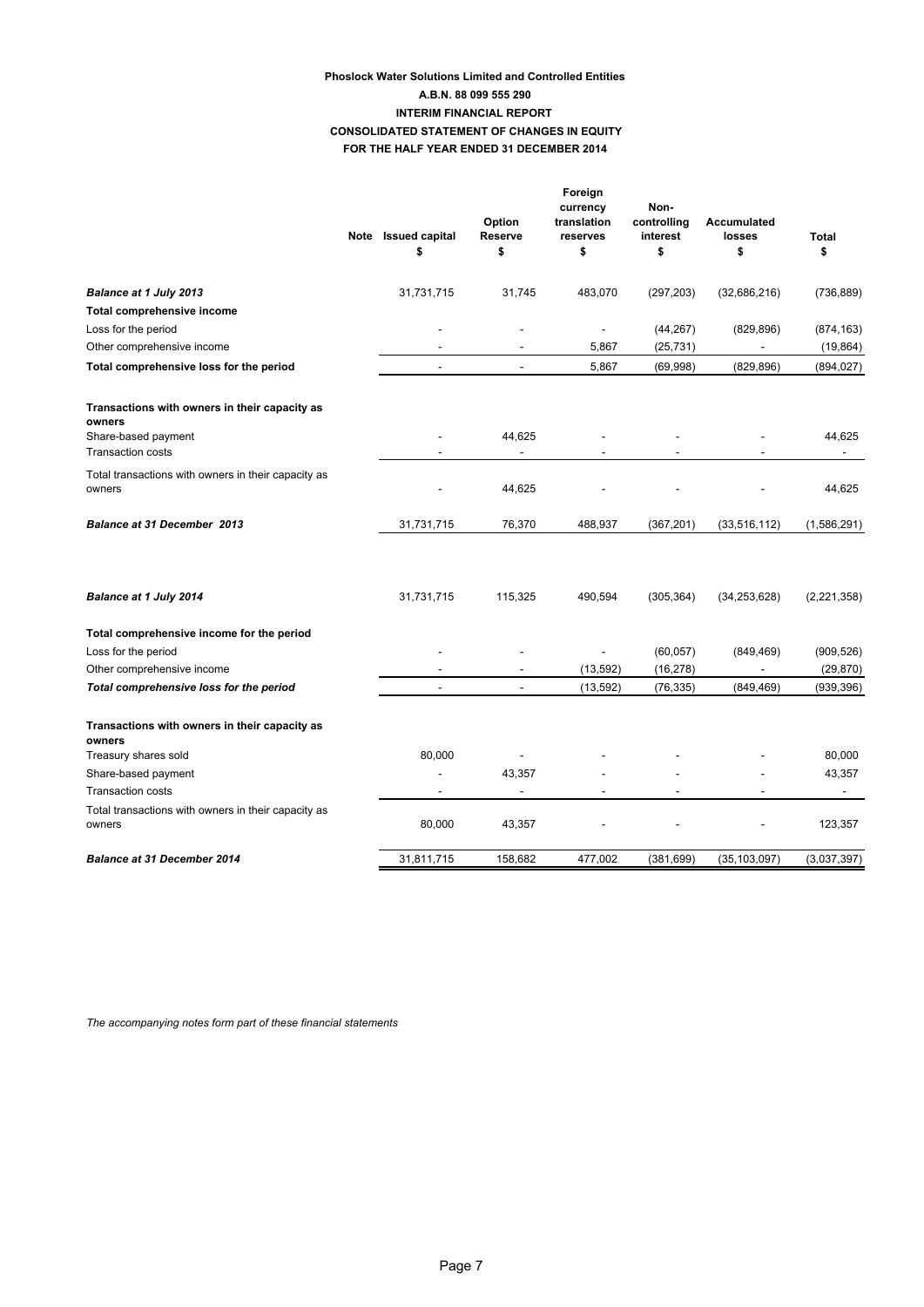**Phoslock Water Solutions Limited and Controlled Entities**

**A.B.N. 88 099 555 290**

**INTERIM FINANCIAL REPORT**

**CONSOLIDATED STATEMENT OF CHANGES IN EQUITY**

**FOR THE HALF YEAR ENDED 31 DECEMBER 2014**

| | Note | Issued capital<br>$ | Option Reserve<br>$ | Foreign currency translation reserves<br>$ | Non-controlling interest<br>$ | Accumulated losses<br>$ | Total<br>$ |
|---|---|---|---|---|---|---|---|
| ***Balance at 1 July 2013*** | | 31,731,715 | 31,745 | 483,070 | (297,203) | (32,686,216) | (736,889) |
| **Total comprehensive income** | | | | | | | |
| Loss for the period | | - | - | - | (44,267) | (829,896) | (874,163) |
| Other comprehensive income | | - | - | 5,867 | (25,731) | - | (19,864) |
| **Total comprehensive loss for the period** | | - | - | 5,867 | (69,998) | (829,896) | (894,027) |
| **Transactions with owners in their capacity as owners** | | | | | | | |
| Share-based payment | | - | 44,625 | - | - | - | 44,625 |
| Transaction costs | | - | - | - | - | - | - |
| Total transactions with owners in their capacity as owners | | - | 44,625 | - | - | - | 44,625 |
| ***Balance at 31 December 2013*** | | 31,731,715 | 76,370 | 488,937 | (367,201) | (33,516,112) | (1,586,291) |
| ***Balance at 1 July 2014*** | | 31,731,715 | 115,325 | 490,594 | (305,364) | (34,253,628) | (2,221,358) |
| **Total comprehensive income for the period** | | | | | | | |
| Loss for the period | | - | - | - | (60,057) | (849,469) | (909,526) |
| Other comprehensive income | | - | - | (13,592) | (16,278) | - | (29,870) |
| ***Total comprehensive loss for the period*** | | - | - | (13,592) | (76,335) | (849,469) | (939,396) |
| **Transactions with owners in their capacity as owners** | | | | | | | |
| Treasury shares sold | | 80,000 | - | - | - | - | 80,000 |
| Share-based payment | | - | 43,357 | - | - | - | 43,357 |
| Transaction costs | | - | - | - | - | - | - |
| Total transactions with owners in their capacity as owners | | 80,000 | 43,357 | - | - | - | 123,357 |
| ***Balance at 31 December 2014*** | | 31,811,715 | 158,682 | 477,002 | (381,699) | (35,103,097) | (3,037,397) |

*The accompanying notes form part of these financial statements*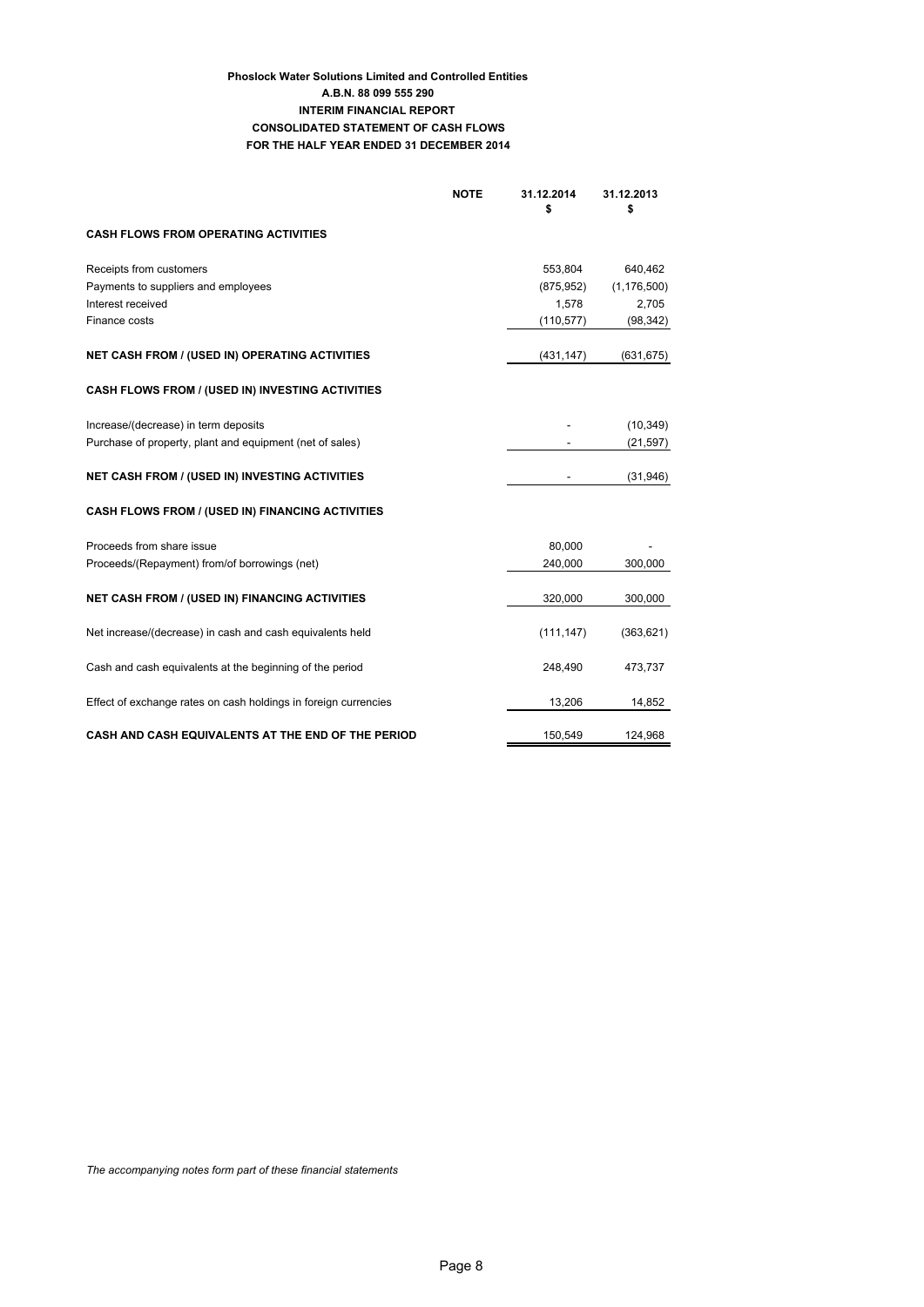**Phoslock Water Solutions Limited and Controlled Entities**
**A.B.N. 88 099 555 290**
**INTERIM FINANCIAL REPORT**
**CONSOLIDATED STATEMENT OF CASH FLOWS**
**FOR THE HALF YEAR ENDED 31 DECEMBER 2014**

| | NOTE | 31.12.2014<br>$ | 31.12.2013<br>$ |
|---|---|---|---|
| **CASH FLOWS FROM OPERATING ACTIVITIES** | | | |
| Receipts from customers | | 553,804 | 640,462 |
| Payments to suppliers and employees | | (875,952) | (1,176,500) |
| Interest received | | 1,578 | 2,705 |
| Finance costs | | (110,577) | (98,342) |
| **NET CASH FROM / (USED IN) OPERATING ACTIVITIES** | | (431,147) | (631,675) |
| **CASH FLOWS FROM / (USED IN) INVESTING ACTIVITIES** | | | |
| Increase/(decrease) in term deposits | | - | (10,349) |
| Purchase of property, plant and equipment (net of sales) | | - | (21,597) |
| **NET CASH FROM / (USED IN) INVESTING ACTIVITIES** | | - | (31,946) |
| **CASH FLOWS FROM / (USED IN) FINANCING ACTIVITIES** | | | |
| Proceeds from share issue | | 80,000 | - |
| Proceeds/(Repayment) from/of borrowings (net) | | 240,000 | 300,000 |
| **NET CASH FROM / (USED IN) FINANCING ACTIVITIES** | | 320,000 | 300,000 |
| Net increase/(decrease) in cash and cash equivalents held | | (111,147) | (363,621) |
| Cash and cash equivalents at the beginning of the period | | 248,490 | 473,737 |
| Effect of exchange rates on cash holdings in foreign currencies | | 13,206 | 14,852 |
| **CASH AND CASH EQUIVALENTS AT THE END OF THE PERIOD** | | 150,549 | 124,968 |

*The accompanying notes form part of these financial statements*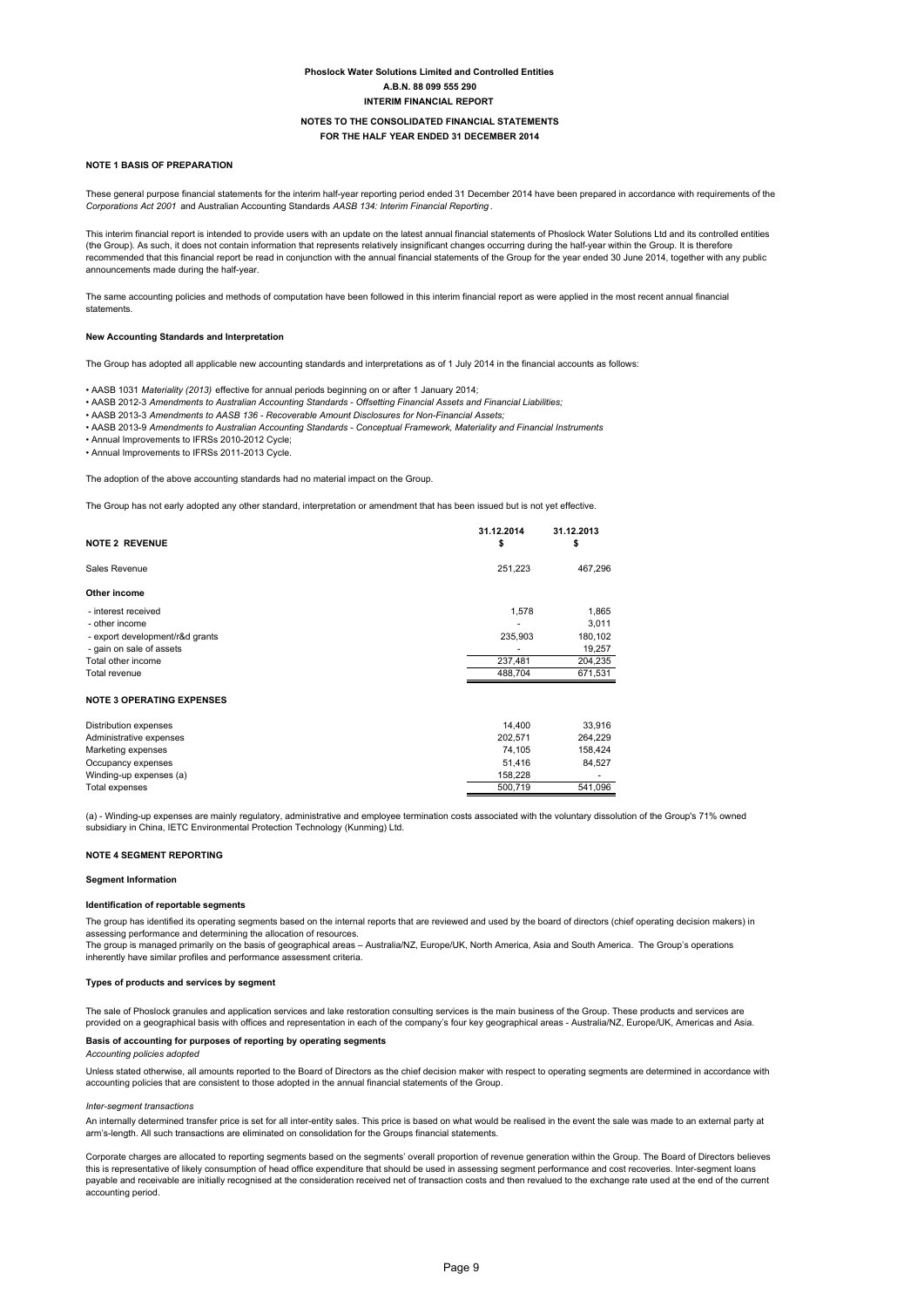**Phoslock Water Solutions Limited and Controlled Entities**
**A.B.N. 88 099 555 290**
**INTERIM FINANCIAL REPORT**

**NOTES TO THE CONSOLIDATED FINANCIAL STATEMENTS**
**FOR THE HALF YEAR ENDED 31 DECEMBER 2014**

## NOTE 1 BASIS OF PREPARATION

These general purpose financial statements for the interim half-year reporting period ended 31 December 2014 have been prepared in accordance with requirements of the *Corporations Act 2001* and Australian Accounting Standards *AASB 134: Interim Financial Reporting*.

This interim financial report is intended to provide users with an update on the latest annual financial statements of Phoslock Water Solutions Ltd and its controlled entities (the Group). As such, it does not contain information that represents relatively insignificant changes occurring during the half-year within the Group. It is therefore recommended that this financial report be read in conjunction with the annual financial statements of the Group for the year ended 30 June 2014, together with any public announcements made during the half-year.

The same accounting policies and methods of computation have been followed in this interim financial report as were applied in the most recent annual financial statements.

### New Accounting Standards and Interpretation

The Group has adopted all applicable new accounting standards and interpretations as of 1 July 2014 in the financial accounts as follows:

• AASB 1031 *Materiality (2013)* effective for annual periods beginning on or after 1 January 2014;
• AASB 2012-3 *Amendments to Australian Accounting Standards - Offsetting Financial Assets and Financial Liabilities;*
• AASB 2013-3 *Amendments to AASB 136 - Recoverable Amount Disclosures for Non-Financial Assets;*
• AASB 2013-9 *Amendments to Australian Accounting Standards - Conceptual Framework, Materiality and Financial Instruments*
• Annual Improvements to IFRSs 2010-2012 Cycle;
• Annual Improvements to IFRSs 2011-2013 Cycle.

The adoption of the above accounting standards had no material impact on the Group.

The Group has not early adopted any other standard, interpretation or amendment that has been issued but is not yet effective.

| **NOTE 2 REVENUE** | **31.12.2014 $** | **31.12.2013 $** |
|---|---|---|
| Sales Revenue | 251,223 | 467,296 |
| **Other income** | | |
| - interest received | 1,578 | 1,865 |
| - other income | - | 3,011 |
| - export development/r&d grants | 235,903 | 180,102 |
| - gain on sale of assets | - | 19,257 |
| Total other income | 237,481 | 204,235 |
| Total revenue | 488,704 | 671,531 |

| **NOTE 3 OPERATING EXPENSES** | | |
|---|---|---|
| Distribution expenses | 14,400 | 33,916 |
| Administrative expenses | 202,571 | 264,229 |
| Marketing expenses | 74,105 | 158,424 |
| Occupancy expenses | 51,416 | 84,527 |
| Winding-up expenses (a) | 158,228 | - |
| Total expenses | 500,719 | 541,096 |

(a) - Winding-up expenses are mainly regulatory, administrative and employee termination costs associated with the voluntary dissolution of the Group's 71% owned subsidiary in China, IETC Environmental Protection Technology (Kunming) Ltd.

## NOTE 4 SEGMENT REPORTING

### Segment Information

#### Identification of reportable segments

The group has identified its operating segments based on the internal reports that are reviewed and used by the board of directors (chief operating decision makers) in assessing performance and determining the allocation of resources.
The group is managed primarily on the basis of geographical areas – Australia/NZ, Europe/UK, North America, Asia and South America. The Group's operations inherently have similar profiles and performance assessment criteria.

#### Types of products and services by segment

The sale of Phoslock granules and application services and lake restoration consulting services is the main business of the Group. These products and services are provided on a geographical basis with offices and representation in each of the company's four key geographical areas - Australia/NZ, Europe/UK, Americas and Asia.

#### Basis of accounting for purposes of reporting by operating segments

*Accounting policies adopted*

Unless stated otherwise, all amounts reported to the Board of Directors as the chief decision maker with respect to operating segments are determined in accordance with accounting policies that are consistent to those adopted in the annual financial statements of the Group.

*Inter-segment transactions*

An internally determined transfer price is set for all inter-entity sales. This price is based on what would be realised in the event the sale was made to an external party at arm's-length. All such transactions are eliminated on consolidation for the Groups financial statements.

Corporate charges are allocated to reporting segments based on the segments' overall proportion of revenue generation within the Group. The Board of Directors believes this is representative of likely consumption of head office expenditure that should be used in assessing segment performance and cost recoveries. Inter-segment loans payable and receivable are initially recognised at the consideration received net of transaction costs and then revalued to the exchange rate used at the end of the current accounting period.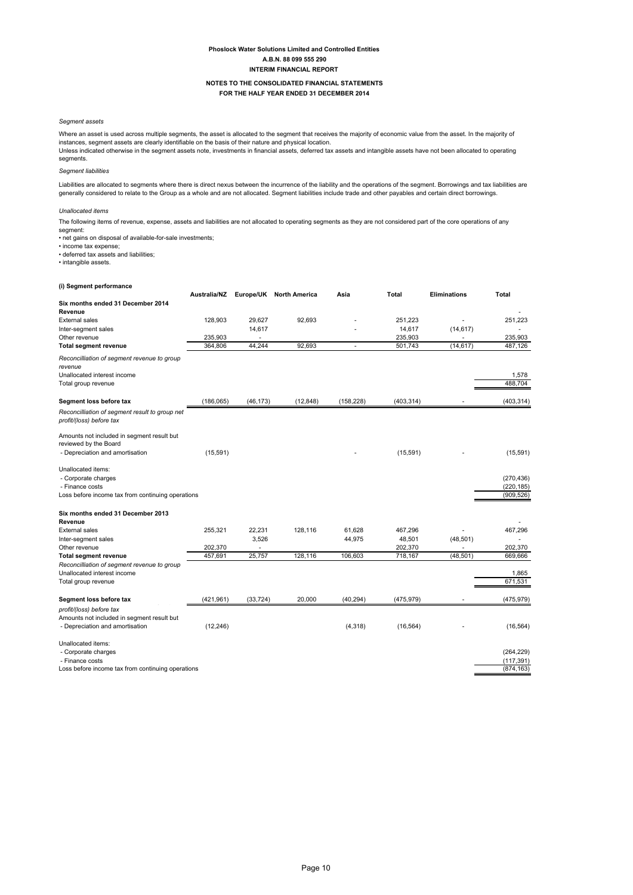*Segment assets*

Where an asset is used across multiple segments, the asset is allocated to the segment that receives the majority of economic value from the asset. In the majority of instances, segment assets are clearly identifiable on the basis of their nature and physical location.
Unless indicated otherwise in the segment assets note, investments in financial assets, deferred tax assets and intangible assets have not been allocated to operating segments.

*Segment liabilities*

Liabilities are allocated to segments where there is direct nexus between the incurrence of the liability and the operations of the segment. Borrowings and tax liabilities are generally considered to relate to the Group as a whole and are not allocated. Segment liabilities include trade and other payables and certain direct borrowings.

*Unallocated items*

The following items of revenue, expense, assets and liabilities are not allocated to operating segments as they are not considered part of the core operations of any segment:

- net gains on disposal of available-for-sale investments;
- income tax expense;
- deferred tax assets and liabilities;
- intangible assets.

**(i) Segment performance**

| | Australia/NZ | Europe/UK | North America | Asia | Total | Eliminations | Total |
|---|---|---|---|---|---|---|---|
| **Six months ended 31 December 2014** | | | | | | | |
| **Revenue** | | | | | | | - |
| External sales | 128,903 | 29,627 | 92,693 | - | 251,223 | - | 251,223 |
| Inter-segment sales | | 14,617 | | - | 14,617 | (14,617) | - |
| Other revenue | 235,903 | - | | | 235,903 | - | 235,903 |
| **Total segment revenue** | 364,806 | 44,244 | 92,693 | - | 501,743 | (14,617) | 487,126 |
| *Reconcilliation of segment revenue to group revenue* | | | | | | | |
| Unallocated interest income | | | | | | | 1,578 |
| Total group revenue | | | | | | | 488,704 |
| **Segment loss before tax** | (186,065) | (46,173) | (12,848) | (158,228) | (403,314) | - | (403,314) |
| *Reconcilliation of segment result to group net profit/(loss) before tax* | | | | | | | |
| Amounts not included in segment result but reviewed by the Board | | | | | | | |
| - Depreciation and amortisation | (15,591) | | | - | (15,591) | - | (15,591) |
| Unallocated items: | | | | | | | |
| - Corporate charges | | | | | | | (270,436) |
| - Finance costs | | | | | | | (220,185) |
| Loss before income tax from continuing operations | | | | | | | (909,526) |
| **Six months ended 31 December 2013** | | | | | | | |
| **Revenue** | | | | | | | - |
| External sales | 255,321 | 22,231 | 128,116 | 61,628 | 467,296 | - | 467,296 |
| Inter-segment sales | | 3,526 | | 44,975 | 48,501 | (48,501) | - |
| Other revenue | 202,370 | - | | | 202,370 | - | 202,370 |
| **Total segment revenue** | 457,691 | 25,757 | 128,116 | 106,603 | 718,167 | (48,501) | 669,666 |
| *Reconcilliation of segment revenue to group* | | | | | | | |
| Unallocated interest income | | | | | | | 1,865 |
| Total group revenue | | | | | | | 671,531 |
| **Segment loss before tax** | (421,961) | (33,724) | 20,000 | (40,294) | (475,979) | - | (475,979) |
| *profit/(loss) before tax* | | | | | | | |
| Amounts not included in segment result but | | | | | | | |
| - Depreciation and amortisation | (12,246) | | | (4,318) | (16,564) | - | (16,564) |
| Unallocated items: | | | | | | | |
| - Corporate charges | | | | | | | (264,229) |
| - Finance costs | | | | | | | (117,391) |
| Loss before income tax from continuing operations | | | | | | | (874,163) |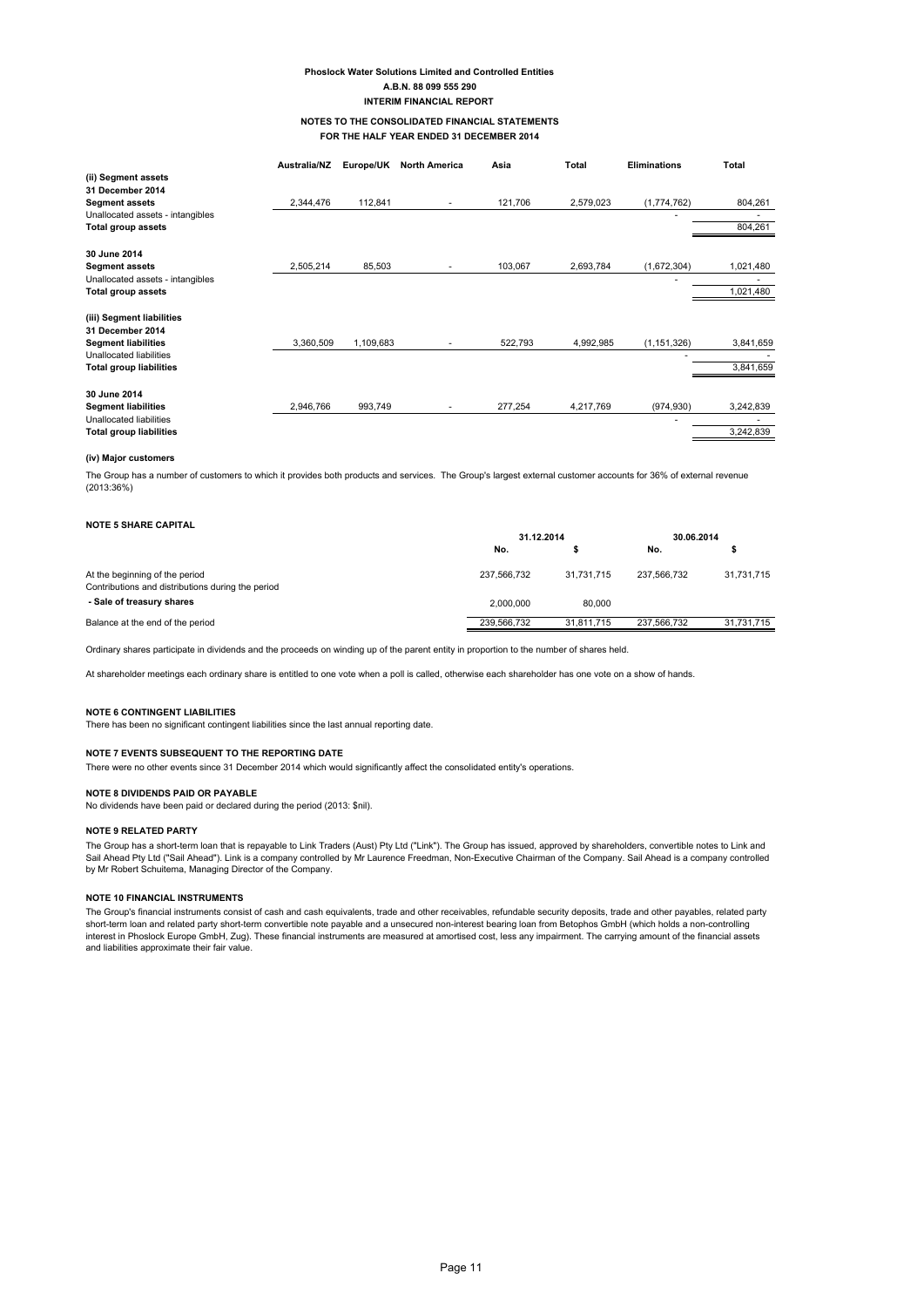|  | Australia/NZ | Europe/UK | North America | Asia | Total | Eliminations | Total |
|---|---|---|---|---|---|---|---|
| **(ii) Segment assets** |  |  |  |  |  |  |  |
| **31 December 2014** |  |  |  |  |  |  |  |
| **Segment assets** | 2,344,476 | 112,841 | - | 121,706 | 2,579,023 | (1,774,762) | 804,261 |
| Unallocated assets - intangibles |  |  |  |  |  | - | - |
| **Total group assets** |  |  |  |  |  |  | 804,261 |
| **30 June 2014** |  |  |  |  |  |  |  |
| **Segment assets** | 2,505,214 | 85,503 | - | 103,067 | 2,693,784 | (1,672,304) | 1,021,480 |
| Unallocated assets - intangibles |  |  |  |  |  | - | - |
| **Total group assets** |  |  |  |  |  |  | 1,021,480 |
| **(iii) Segment liabilities** |  |  |  |  |  |  |  |
| **31 December 2014** |  |  |  |  |  |  |  |
| **Segment liabilities** | 3,360,509 | 1,109,683 | - | 522,793 | 4,992,985 | (1,151,326) | 3,841,659 |
| Unallocated liabilities |  |  |  |  |  | - | - |
| **Total group liabilities** |  |  |  |  |  |  | 3,841,659 |
| **30 June 2014** |  |  |  |  |  |  |  |
| **Segment liabilities** | 2,946,766 | 993,749 | - | 277,254 | 4,217,769 | (974,930) | 3,242,839 |
| Unallocated liabilities |  |  |  |  |  | - | - |
| **Total group liabilities** |  |  |  |  |  |  | 3,242,839 |

**(iv) Major customers**

The Group has a number of customers to which it provides both products and services. The Group's largest external customer accounts for 36% of external revenue (2013:36%)

**NOTE 5 SHARE CAPITAL**

|  | 31.12.2014 |  | 30.06.2014 |  |
|---|---|---|---|---|
|  | No. | $ | No. | $ |
| At the beginning of the period | 237,566,732 | 31,731,715 | 237,566,732 | 31,731,715 |
| Contributions and distributions during the period |  |  |  |  |
| **- Sale of treasury shares** | 2,000,000 | 80,000 |  |  |
| Balance at the end of the period | 239,566,732 | 31,811,715 | 237,566,732 | 31,731,715 |

Ordinary shares participate in dividends and the proceeds on winding up of the parent entity in proportion to the number of shares held.

At shareholder meetings each ordinary share is entitled to one vote when a poll is called, otherwise each shareholder has one vote on a show of hands.

**NOTE 6 CONTINGENT LIABILITIES**

There has been no significant contingent liabilities since the last annual reporting date.

**NOTE 7 EVENTS SUBSEQUENT TO THE REPORTING DATE**

There were no other events since 31 December 2014 which would significantly affect the consolidated entity's operations.

**NOTE 8 DIVIDENDS PAID OR PAYABLE**

No dividends have been paid or declared during the period (2013: $nil).

**NOTE 9 RELATED PARTY**

The Group has a short-term loan that is repayable to Link Traders (Aust) Pty Ltd ("Link"). The Group has issued, approved by shareholders, convertible notes to Link and Sail Ahead Pty Ltd ("Sail Ahead"). Link is a company controlled by Mr Laurence Freedman, Non-Executive Chairman of the Company. Sail Ahead is a company controlled by Mr Robert Schuitema, Managing Director of the Company.

**NOTE 10 FINANCIAL INSTRUMENTS**

The Group's financial instruments consist of cash and cash equivalents, trade and other receivables, refundable security deposits, trade and other payables, related party short-term loan and related party short-term convertible note payable and a unsecured non-interest bearing loan from Betophos GmbH (which holds a non-controlling interest in Phoslock Europe GmbH, Zug). These financial instruments are measured at amortised cost, less any impairment. The carrying amount of the financial assets and liabilities approximate their fair value.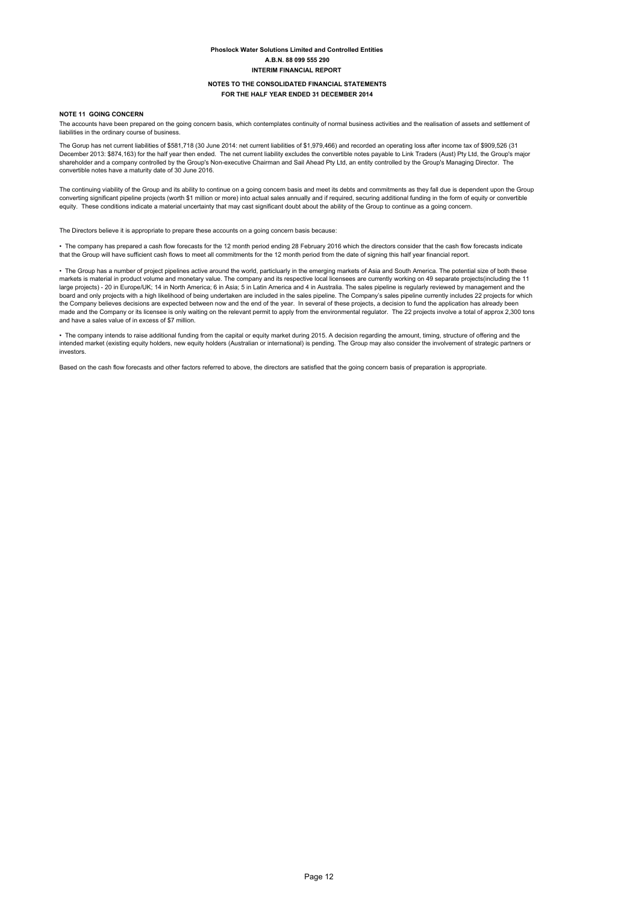**Phoslock Water Solutions Limited and Controlled Entities**
**A.B.N. 88 099 555 290**
**INTERIM FINANCIAL REPORT**

**NOTES TO THE CONSOLIDATED FINANCIAL STATEMENTS**
**FOR THE HALF YEAR ENDED 31 DECEMBER 2014**

## NOTE 11 GOING CONCERN

The accounts have been prepared on the going concern basis, which contemplates continuity of normal business activities and the realisation of assets and settlement of liabilities in the ordinary course of business.

The Gorup has net current liabilities of $581,718 (30 June 2014: net current liabilities of $1,979,466) and recorded an operating loss after income tax of $909,526 (31 December 2013: $874,163) for the half year then ended. The net current liability excludes the convertible notes payable to Link Traders (Aust) Pty Ltd, the Group's major shareholder and a company controlled by the Group's Non-executive Chairman and Sail Ahead Pty Ltd, an entity controlled by the Group's Managing Director. The convertible notes have a maturity date of 30 June 2016.

The continuing viability of the Group and its ability to continue on a going concern basis and meet its debts and commitments as they fall due is dependent upon the Group converting significant pipeline projects (worth $1 million or more) into actual sales annually and if required, securing additional funding in the form of equity or convertible equity. These conditions indicate a material uncertainty that may cast significant doubt about the ability of the Group to continue as a going concern.

The Directors believe it is appropriate to prepare these accounts on a going concern basis because:

• The company has prepared a cash flow forecasts for the 12 month period ending 28 February 2016 which the directors consider that the cash flow forecasts indicate that the Group will have sufficient cash flows to meet all commitments for the 12 month period from the date of signing this half year financial report.

• The Group has a number of project pipelines active around the world, particluarly in the emerging markets of Asia and South America. The potential size of both these markets is material in product volume and monetary value. The company and its respective local licensees are currently working on 49 separate projects(including the 11 large projects) - 20 in Europe/UK; 14 in North America; 6 in Asia; 5 in Latin America and 4 in Australia. The sales pipeline is regularly reviewed by management and the board and only projects with a high likelihood of being undertaken are included in the sales pipeline. The Company's sales pipeline currently includes 22 projects for which the Company believes decisions are expected between now and the end of the year. In several of these projects, a decision to fund the application has already been made and the Company or its licensee is only waiting on the relevant permit to apply from the environmental regulator. The 22 projects involve a total of approx 2,300 tons and have a sales value of in excess of $7 million.

• The company intends to raise additional funding from the capital or equity market during 2015. A decision regarding the amount, timing, structure of offering and the intended market (existing equity holders, new equity holders (Australian or international) is pending. The Group may also consider the involvement of strategic partners or investors.

Based on the cash flow forecasts and other factors referred to above, the directors are satisfied that the going concern basis of preparation is appropriate.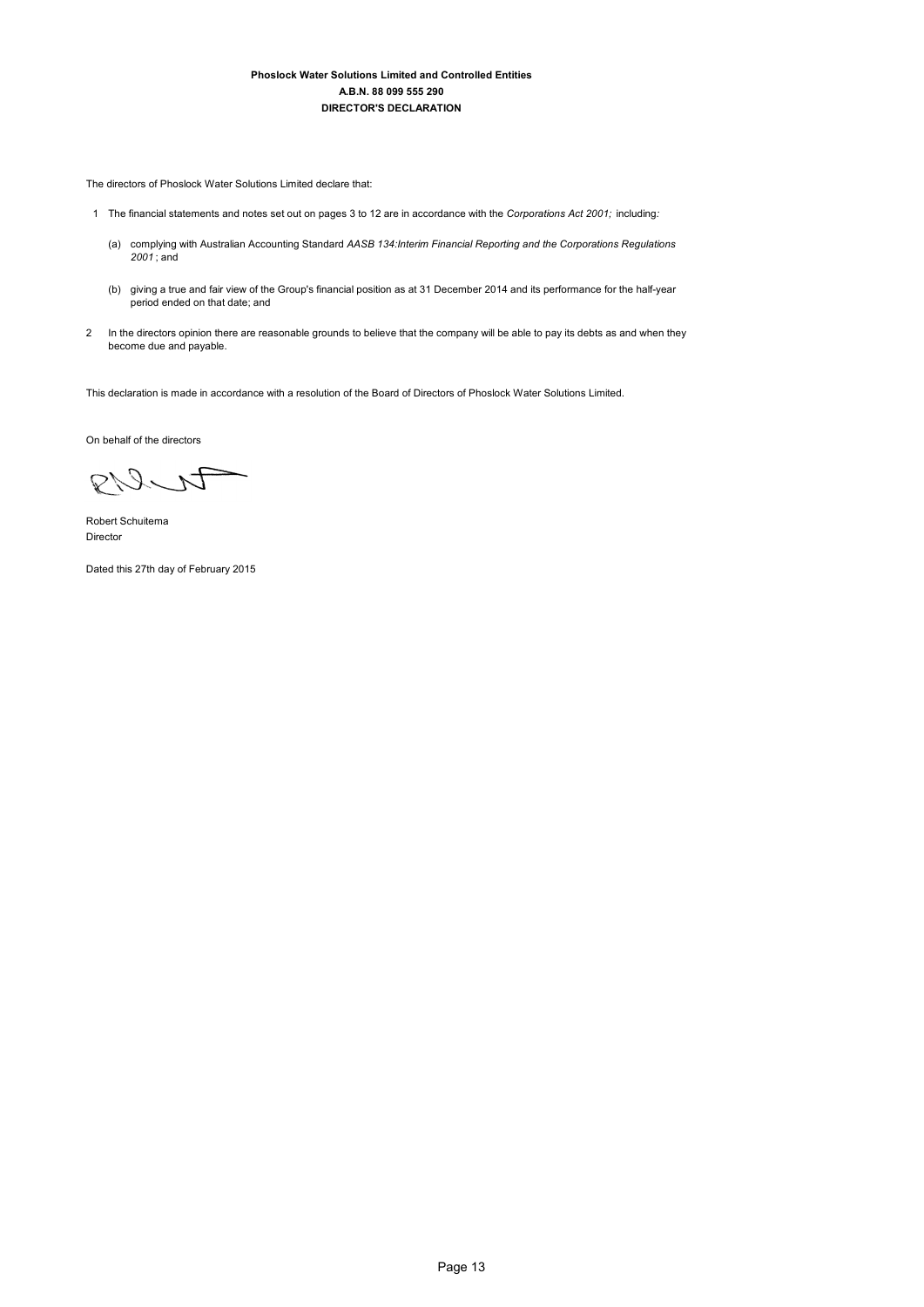**Phoslock Water Solutions Limited and Controlled Entities**
**A.B.N. 88 099 555 290**
**DIRECTOR'S DECLARATION**

The directors of Phoslock Water Solutions Limited declare that:

1. The financial statements and notes set out on pages 3 to 12 are in accordance with the *Corporations Act 2001;* including*:*

    (a) complying with Australian Accounting Standard *AASB 134:Interim Financial Reporting and the Corporations Regulations 2001*; and

    (b) giving a true and fair view of the Group's financial position as at 31 December 2014 and its performance for the half-year period ended on that date; and

2. In the directors opinion there are reasonable grounds to believe that the company will be able to pay its debts as and when they become due and payable.

This declaration is made in accordance with a resolution of the Board of Directors of Phoslock Water Solutions Limited.

On behalf of the directors

Robert Schuitema
Director

Dated this 27th day of February 2015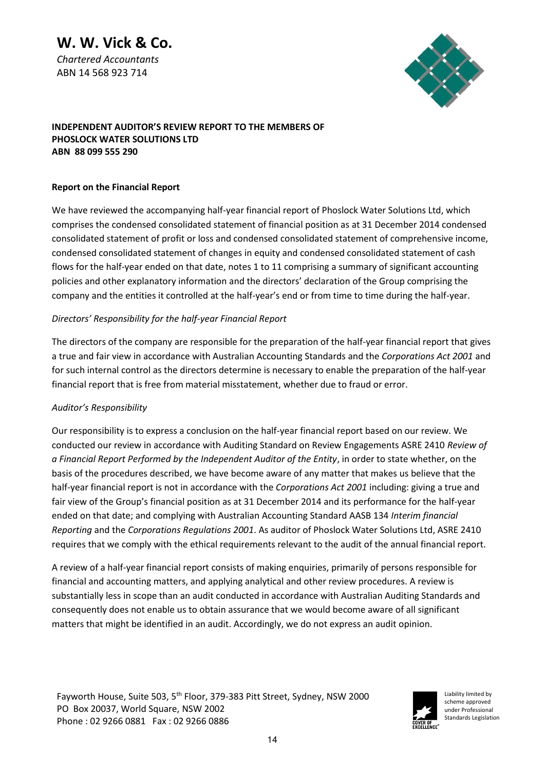**W. W. Vick & Co.**
*Chartered Accountants*
ABN 14 568 923 714

**INDEPENDENT AUDITOR'S REVIEW REPORT TO THE MEMBERS OF PHOSLOCK WATER SOLUTIONS LTD**
**ABN 88 099 555 290**

**Report on the Financial Report**

We have reviewed the accompanying half-year financial report of Phoslock Water Solutions Ltd, which comprises the condensed consolidated statement of financial position as at 31 December 2014 condensed consolidated statement of profit or loss and condensed consolidated statement of comprehensive income, condensed consolidated statement of changes in equity and condensed consolidated statement of cash flows for the half-year ended on that date, notes 1 to 11 comprising a summary of significant accounting policies and other explanatory information and the directors' declaration of the Group comprising the company and the entities it controlled at the half-year's end or from time to time during the half-year.

*Directors' Responsibility for the half-year Financial Report*

The directors of the company are responsible for the preparation of the half-year financial report that gives a true and fair view in accordance with Australian Accounting Standards and the *Corporations Act 2001* and for such internal control as the directors determine is necessary to enable the preparation of the half-year financial report that is free from material misstatement, whether due to fraud or error.

*Auditor's Responsibility*

Our responsibility is to express a conclusion on the half-year financial report based on our review. We conducted our review in accordance with Auditing Standard on Review Engagements ASRE 2410 *Review of a Financial Report Performed by the Independent Auditor of the Entity*, in order to state whether, on the basis of the procedures described, we have become aware of any matter that makes us believe that the half-year financial report is not in accordance with the *Corporations Act 2001* including: giving a true and fair view of the Group's financial position as at 31 December 2014 and its performance for the half-year ended on that date; and complying with Australian Accounting Standard AASB 134 *Interim financial Reporting* and the *Corporations Regulations 2001*. As auditor of Phoslock Water Solutions Ltd, ASRE 2410 requires that we comply with the ethical requirements relevant to the audit of the annual financial report.

A review of a half-year financial report consists of making enquiries, primarily of persons responsible for financial and accounting matters, and applying analytical and other review procedures. A review is substantially less in scope than an audit conducted in accordance with Australian Auditing Standards and consequently does not enable us to obtain assurance that we would become aware of all significant matters that might be identified in an audit. Accordingly, we do not express an audit opinion.

Fayworth House, Suite 503, 5th Floor, 379-383 Pitt Street, Sydney, NSW 2000
PO Box 20037, World Square, NSW 2002
Phone : 02 9266 0881 Fax : 02 9266 0886

Liability limited by scheme approved under Professional Standards Legislation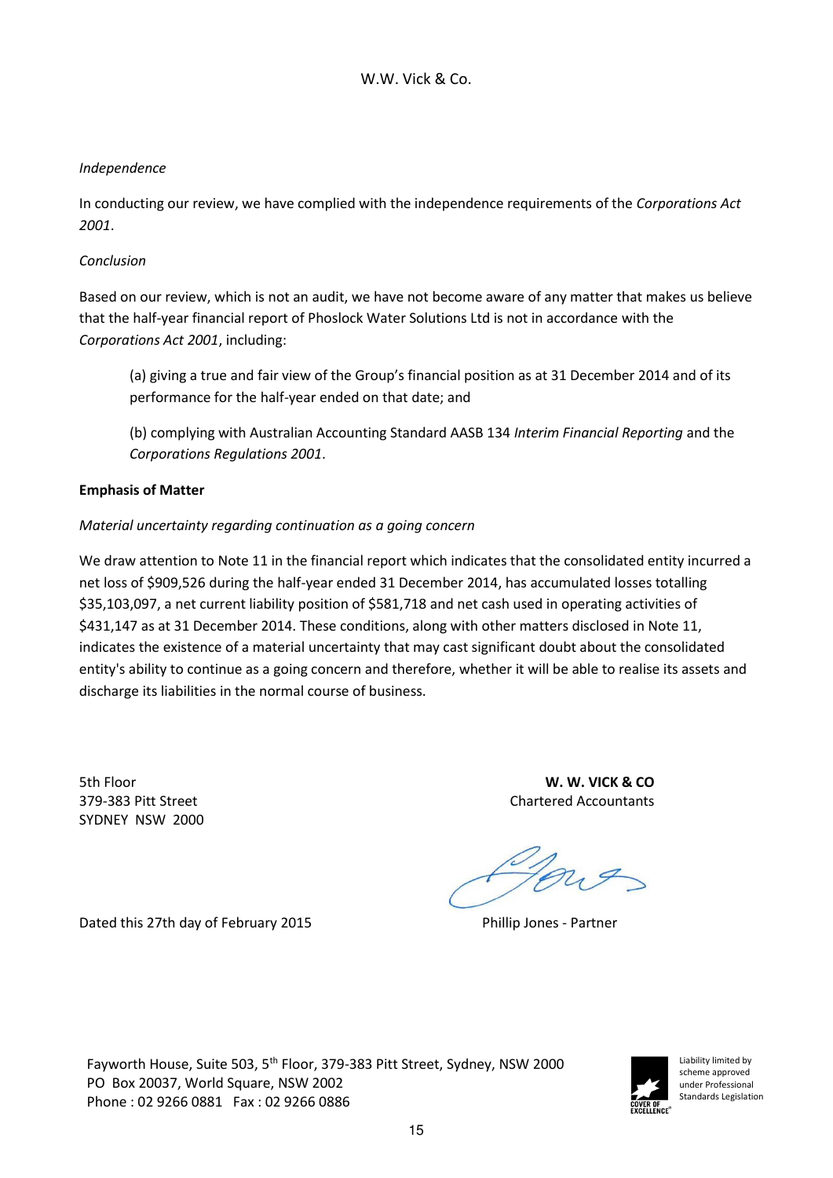W.W. Vick & Co.

*Independence*

In conducting our review, we have complied with the independence requirements of the *Corporations Act 2001*.

*Conclusion*

Based on our review, which is not an audit, we have not become aware of any matter that makes us believe that the half-year financial report of Phoslock Water Solutions Ltd is not in accordance with the *Corporations Act 2001*, including:

(a) giving a true and fair view of the Group's financial position as at 31 December 2014 and of its performance for the half-year ended on that date; and

(b) complying with Australian Accounting Standard AASB 134 *Interim Financial Reporting* and the *Corporations Regulations 2001*.

**Emphasis of Matter**

*Material uncertainty regarding continuation as a going concern*

We draw attention to Note 11 in the financial report which indicates that the consolidated entity incurred a net loss of $909,526 during the half-year ended 31 December 2014, has accumulated losses totalling $35,103,097, a net current liability position of $581,718 and net cash used in operating activities of $431,147 as at 31 December 2014. These conditions, along with other matters disclosed in Note 11, indicates the existence of a material uncertainty that may cast significant doubt about the consolidated entity's ability to continue as a going concern and therefore, whether it will be able to realise its assets and discharge its liabilities in the normal course of business.

5th Floor
379-383 Pitt Street
SYDNEY NSW 2000

**W. W. VICK & CO**
Chartered Accountants

Dated this 27th day of February 2015

Phillip Jones - Partner

Fayworth House, Suite 503, 5th Floor, 379-383 Pitt Street, Sydney, NSW 2000
PO Box 20037, World Square, NSW 2002
Phone : 02 9266 0881 Fax : 02 9266 0886

Liability limited by scheme approved under Professional Standards Legislation